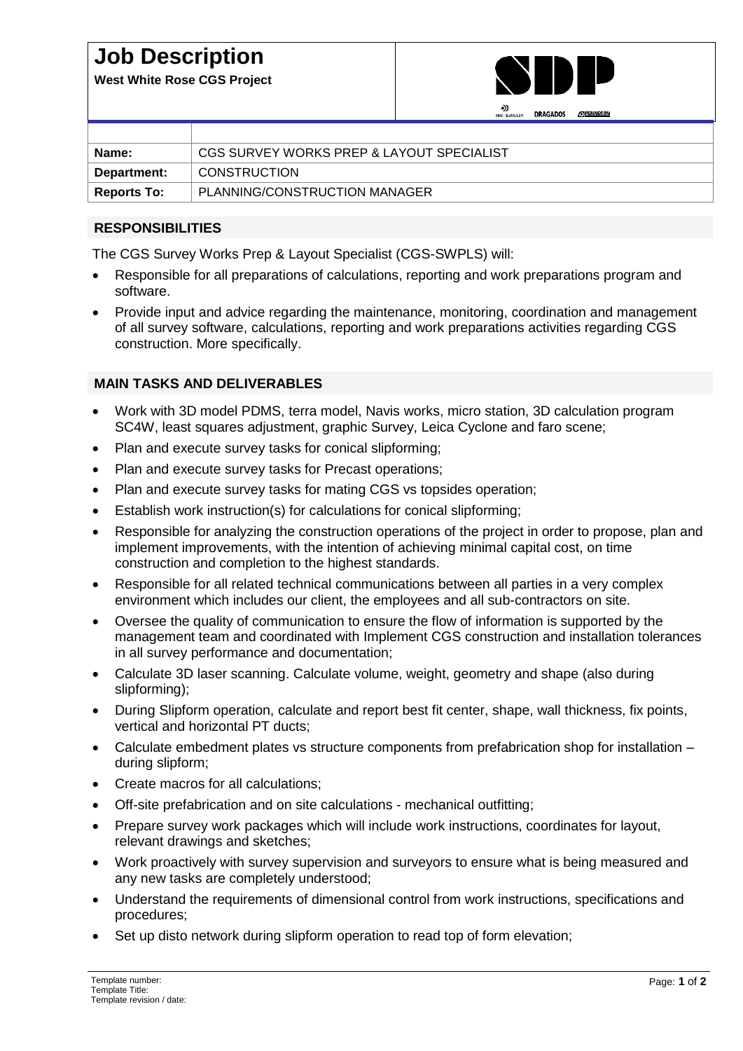# Job Description

**West White Rose CGS Project**

| | |
|---|---|
| **Name:** | CGS SURVEY WORKS PREP & LAYOUT SPECIALIST |
| **Department:** | CONSTRUCTION |
| **Reports To:** | PLANNING/CONSTRUCTION MANAGER |

## RESPONSIBILITIES

The CGS Survey Works Prep & Layout Specialist (CGS-SWPLS) will:

- Responsible for all preparations of calculations, reporting and work preparations program and software.
- Provide input and advice regarding the maintenance, monitoring, coordination and management of all survey software, calculations, reporting and work preparations activities regarding CGS construction. More specifically.

## MAIN TASKS AND DELIVERABLES

- Work with 3D model PDMS, terra model, Navis works, micro station, 3D calculation program SC4W, least squares adjustment, graphic Survey, Leica Cyclone and faro scene;
- Plan and execute survey tasks for conical slipforming;
- Plan and execute survey tasks for Precast operations;
- Plan and execute survey tasks for mating CGS vs topsides operation;
- Establish work instruction(s) for calculations for conical slipforming;
- Responsible for analyzing the construction operations of the project in order to propose, plan and implement improvements, with the intention of achieving minimal capital cost, on time construction and completion to the highest standards.
- Responsible for all related technical communications between all parties in a very complex environment which includes our client, the employees and all sub-contractors on site.
- Oversee the quality of communication to ensure the flow of information is supported by the management team and coordinated with Implement CGS construction and installation tolerances in all survey performance and documentation;
- Calculate 3D laser scanning. Calculate volume, weight, geometry and shape (also during slipforming);
- During Slipform operation, calculate and report best fit center, shape, wall thickness, fix points, vertical and horizontal PT ducts;
- Calculate embedment plates vs structure components from prefabrication shop for installation – during slipform;
- Create macros for all calculations;
- Off-site prefabrication and on site calculations - mechanical outfitting;
- Prepare survey work packages which will include work instructions, coordinates for layout, relevant drawings and sketches;
- Work proactively with survey supervision and surveyors to ensure what is being measured and any new tasks are completely understood;
- Understand the requirements of dimensional control from work instructions, specifications and procedures;
- Set up disto network during slipform operation to read top of form elevation;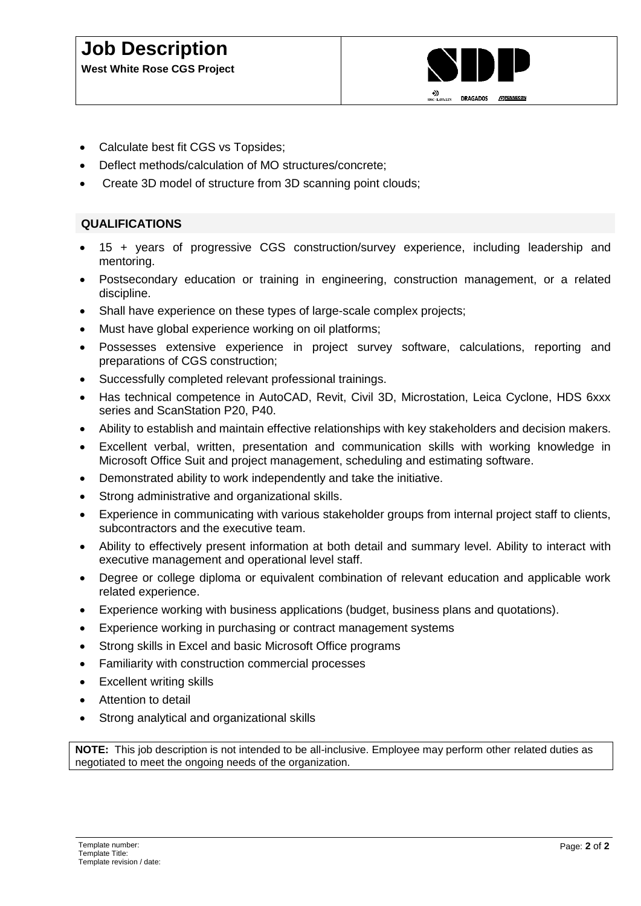- Calculate best fit CGS vs Topsides;
- Deflect methods/calculation of MO structures/concrete;
- Create 3D model of structure from 3D scanning point clouds;

## QUALIFICATIONS

- 15 + years of progressive CGS construction/survey experience, including leadership and mentoring.
- Postsecondary education or training in engineering, construction management, or a related discipline.
- Shall have experience on these types of large-scale complex projects;
- Must have global experience working on oil platforms;
- Possesses extensive experience in project survey software, calculations, reporting and preparations of CGS construction;
- Successfully completed relevant professional trainings.
- Has technical competence in AutoCAD, Revit, Civil 3D, Microstation, Leica Cyclone, HDS 6xxx series and ScanStation P20, P40.
- Ability to establish and maintain effective relationships with key stakeholders and decision makers.
- Excellent verbal, written, presentation and communication skills with working knowledge in Microsoft Office Suit and project management, scheduling and estimating software.
- Demonstrated ability to work independently and take the initiative.
- Strong administrative and organizational skills.
- Experience in communicating with various stakeholder groups from internal project staff to clients, subcontractors and the executive team.
- Ability to effectively present information at both detail and summary level. Ability to interact with executive management and operational level staff.
- Degree or college diploma or equivalent combination of relevant education and applicable work related experience.
- Experience working with business applications (budget, business plans and quotations).
- Experience working in purchasing or contract management systems
- Strong skills in Excel and basic Microsoft Office programs
- Familiarity with construction commercial processes
- Excellent writing skills
- Attention to detail
- Strong analytical and organizational skills

**NOTE:** This job description is not intended to be all-inclusive. Employee may perform other related duties as negotiated to meet the ongoing needs of the organization.